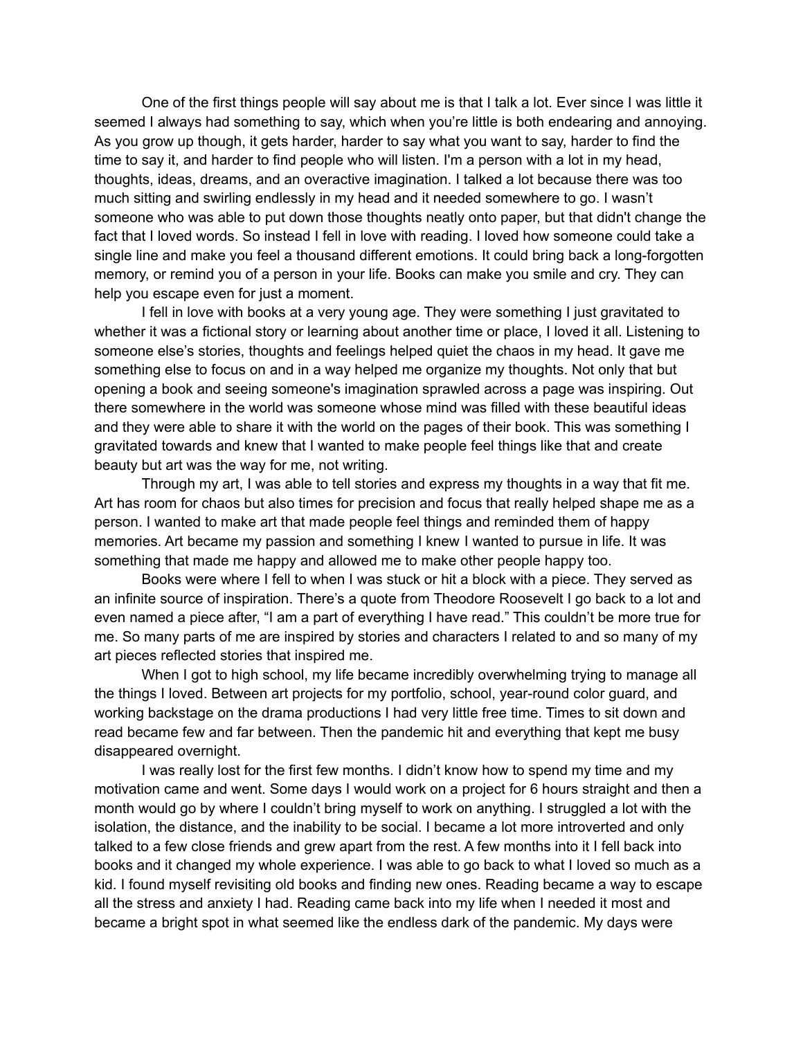One of the first things people will say about me is that I talk a lot. Ever since I was little it seemed I always had something to say, which when you're little is both endearing and annoying. As you grow up though, it gets harder, harder to say what you want to say, harder to find the time to say it, and harder to find people who will listen. I'm a person with a lot in my head, thoughts, ideas, dreams, and an overactive imagination. I talked a lot because there was too much sitting and swirling endlessly in my head and it needed somewhere to go. I wasn't someone who was able to put down those thoughts neatly onto paper, but that didn't change the fact that I loved words. So instead I fell in love with reading. I loved how someone could take a single line and make you feel a thousand different emotions. It could bring back a long-forgotten memory, or remind you of a person in your life. Books can make you smile and cry. They can help you escape even for just a moment.

I fell in love with books at a very young age. They were something I just gravitated to whether it was a fictional story or learning about another time or place, I loved it all. Listening to someone else's stories, thoughts and feelings helped quiet the chaos in my head. It gave me something else to focus on and in a way helped me organize my thoughts. Not only that but opening a book and seeing someone's imagination sprawled across a page was inspiring. Out there somewhere in the world was someone whose mind was filled with these beautiful ideas and they were able to share it with the world on the pages of their book. This was something I gravitated towards and knew that I wanted to make people feel things like that and create beauty but art was the way for me, not writing.

Through my art, I was able to tell stories and express my thoughts in a way that fit me. Art has room for chaos but also times for precision and focus that really helped shape me as a person. I wanted to make art that made people feel things and reminded them of happy memories. Art became my passion and something I knew I wanted to pursue in life. It was something that made me happy and allowed me to make other people happy too.

Books were where I fell to when I was stuck or hit a block with a piece. They served as an infinite source of inspiration. There's a quote from Theodore Roosevelt I go back to a lot and even named a piece after, "I am a part of everything I have read." This couldn't be more true for me. So many parts of me are inspired by stories and characters I related to and so many of my art pieces reflected stories that inspired me.

When I got to high school, my life became incredibly overwhelming trying to manage all the things I loved. Between art projects for my portfolio, school, year-round color guard, and working backstage on the drama productions I had very little free time. Times to sit down and read became few and far between. Then the pandemic hit and everything that kept me busy disappeared overnight.

I was really lost for the first few months. I didn't know how to spend my time and my motivation came and went. Some days I would work on a project for 6 hours straight and then a month would go by where I couldn't bring myself to work on anything. I struggled a lot with the isolation, the distance, and the inability to be social. I became a lot more introverted and only talked to a few close friends and grew apart from the rest. A few months into it I fell back into books and it changed my whole experience. I was able to go back to what I loved so much as a kid. I found myself revisiting old books and finding new ones. Reading became a way to escape all the stress and anxiety I had. Reading came back into my life when I needed it most and became a bright spot in what seemed like the endless dark of the pandemic. My days were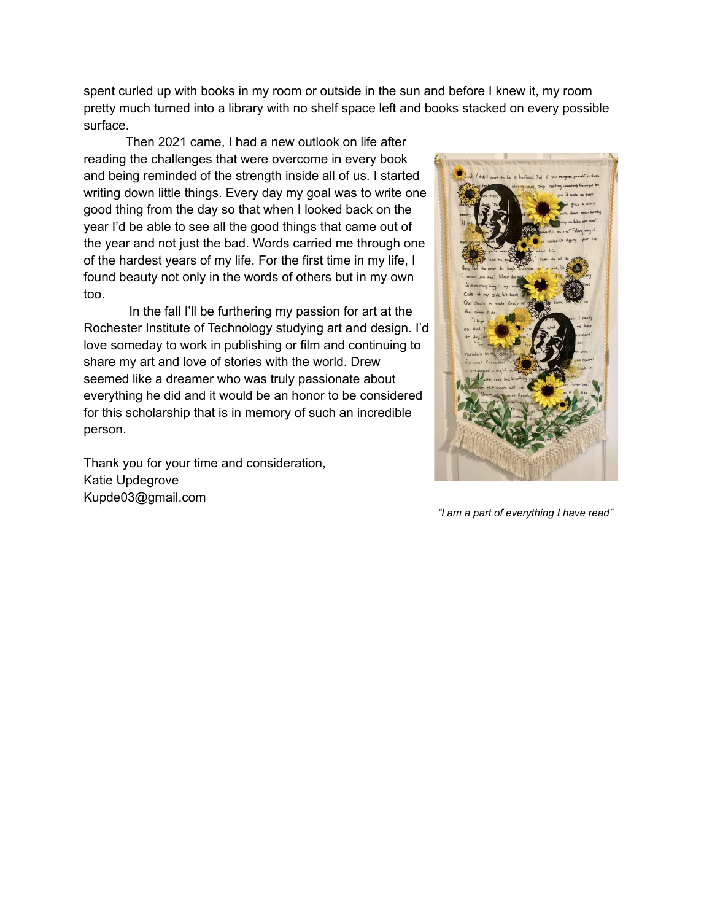spent curled up with books in my room or outside in the sun and before I knew it, my room pretty much turned into a library with no shelf space left and books stacked on every possible surface.

Then 2021 came, I had a new outlook on life after reading the challenges that were overcome in every book and being reminded of the strength inside all of us. I started writing down little things. Every day my goal was to write one good thing from the day so that when I looked back on the year I'd be able to see all the good things that came out of the year and not just the bad. Words carried me through one of the hardest years of my life. For the first time in my life, I found beauty not only in the words of others but in my own too.

In the fall I'll be furthering my passion for art at the Rochester Institute of Technology studying art and design. I'd love someday to work in publishing or film and continuing to share my art and love of stories with the world. Drew seemed like a dreamer who was truly passionate about everything he did and it would be an honor to be considered for this scholarship that is in memory of such an incredible person.

Thank you for your time and consideration,
Katie Updegrove
Kupde03@gmail.com

*"I am a part of everything I have read"*